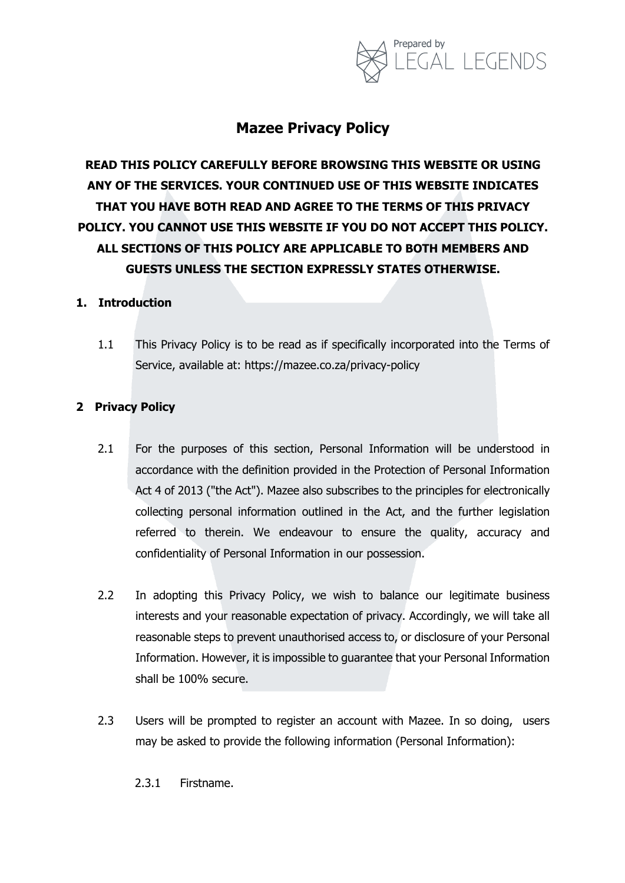# Mazee Privacy Policy

**READ THIS POLICY CAREFULLY BEFORE BROWSING THIS WEBSITE OR USING ANY OF THE SERVICES. YOUR CONTINUED USE OF THIS WEBSITE INDICATES THAT YOU HAVE BOTH READ AND AGREE TO THE TERMS OF THIS PRIVACY POLICY. YOU CANNOT USE THIS WEBSITE IF YOU DO NOT ACCEPT THIS POLICY. ALL SECTIONS OF THIS POLICY ARE APPLICABLE TO BOTH MEMBERS AND GUESTS UNLESS THE SECTION EXPRESSLY STATES OTHERWISE.**

## 1. Introduction

1.1 This Privacy Policy is to be read as if specifically incorporated into the Terms of Service, available at: https://mazee.co.za/privacy-policy

## 2 Privacy Policy

2.1 For the purposes of this section, Personal Information will be understood in accordance with the definition provided in the Protection of Personal Information Act 4 of 2013 ("the Act"). Mazee also subscribes to the principles for electronically collecting personal information outlined in the Act, and the further legislation referred to therein. We endeavour to ensure the quality, accuracy and confidentiality of Personal Information in our possession.

2.2 In adopting this Privacy Policy, we wish to balance our legitimate business interests and your reasonable expectation of privacy. Accordingly, we will take all reasonable steps to prevent unauthorised access to, or disclosure of your Personal Information. However, it is impossible to guarantee that your Personal Information shall be 100% secure.

2.3 Users will be prompted to register an account with Mazee. In so doing, users may be asked to provide the following information (Personal Information):

2.3.1 Firstname.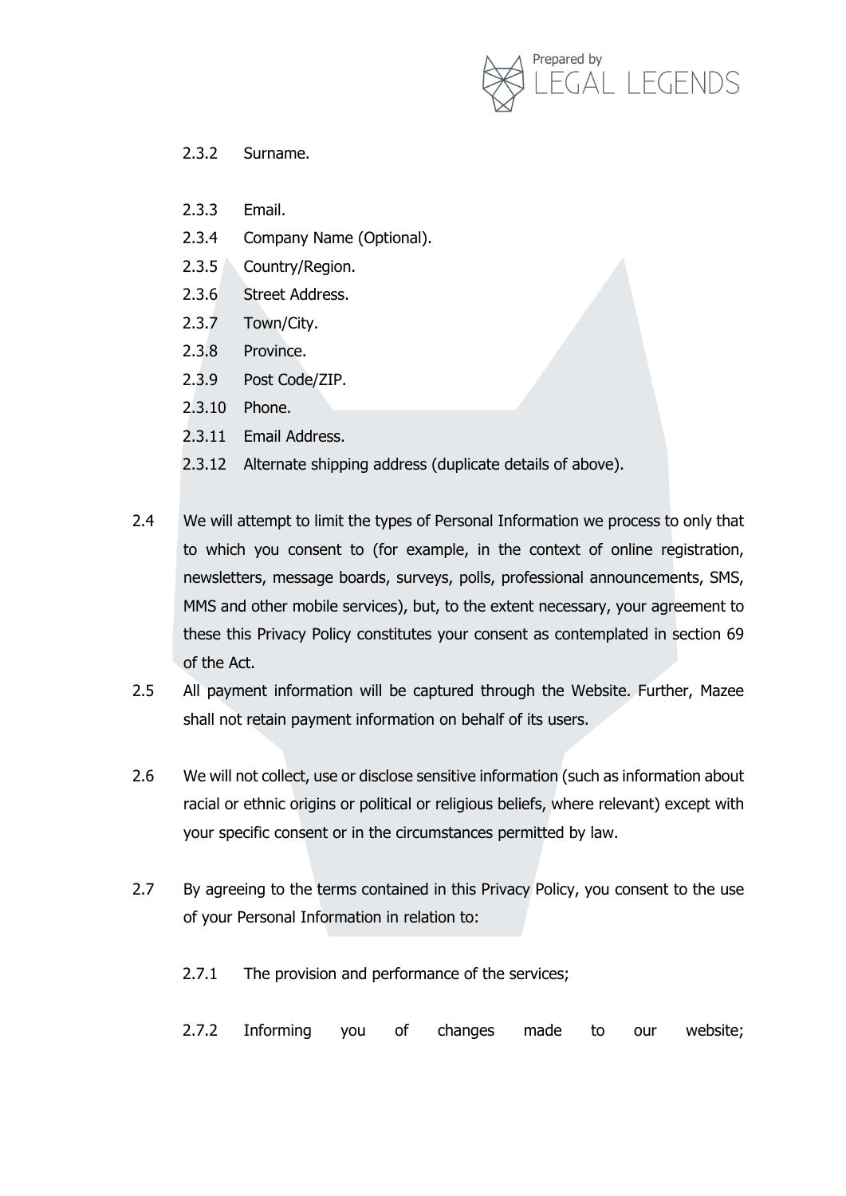2.3.2 Surname.

2.3.3 Email.

2.3.4 Company Name (Optional).

2.3.5 Country/Region.

2.3.6 Street Address.

2.3.7 Town/City.

2.3.8 Province.

2.3.9 Post Code/ZIP.

2.3.10 Phone.

2.3.11 Email Address.

2.3.12 Alternate shipping address (duplicate details of above).

2.4 We will attempt to limit the types of Personal Information we process to only that to which you consent to (for example, in the context of online registration, newsletters, message boards, surveys, polls, professional announcements, SMS, MMS and other mobile services), but, to the extent necessary, your agreement to these this Privacy Policy constitutes your consent as contemplated in section 69 of the Act.

2.5 All payment information will be captured through the Website. Further, Mazee shall not retain payment information on behalf of its users.

2.6 We will not collect, use or disclose sensitive information (such as information about racial or ethnic origins or political or religious beliefs, where relevant) except with your specific consent or in the circumstances permitted by law.

2.7 By agreeing to the terms contained in this Privacy Policy, you consent to the use of your Personal Information in relation to:

2.7.1 The provision and performance of the services;

2.7.2 Informing you of changes made to our website;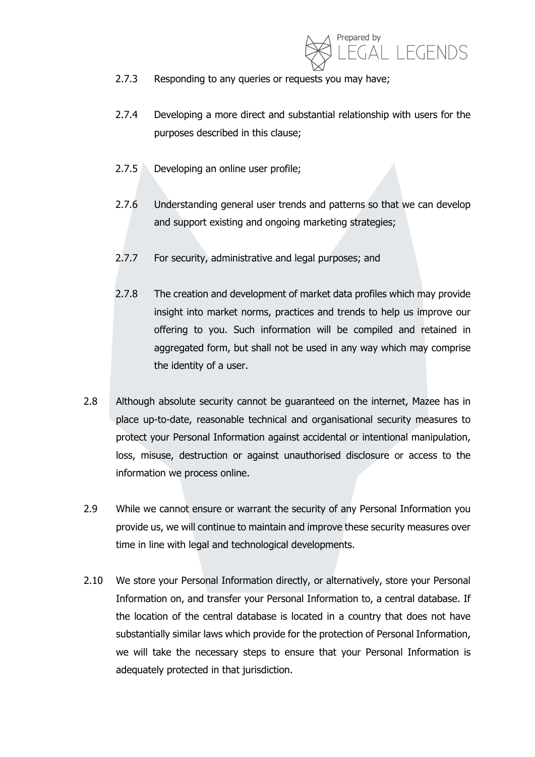2.7.3 Responding to any queries or requests you may have;

2.7.4 Developing a more direct and substantial relationship with users for the purposes described in this clause;

2.7.5 Developing an online user profile;

2.7.6 Understanding general user trends and patterns so that we can develop and support existing and ongoing marketing strategies;

2.7.7 For security, administrative and legal purposes; and

2.7.8 The creation and development of market data profiles which may provide insight into market norms, practices and trends to help us improve our offering to you. Such information will be compiled and retained in aggregated form, but shall not be used in any way which may comprise the identity of a user.

2.8 Although absolute security cannot be guaranteed on the internet, Mazee has in place up-to-date, reasonable technical and organisational security measures to protect your Personal Information against accidental or intentional manipulation, loss, misuse, destruction or against unauthorised disclosure or access to the information we process online.

2.9 While we cannot ensure or warrant the security of any Personal Information you provide us, we will continue to maintain and improve these security measures over time in line with legal and technological developments.

2.10 We store your Personal Information directly, or alternatively, store your Personal Information on, and transfer your Personal Information to, a central database. If the location of the central database is located in a country that does not have substantially similar laws which provide for the protection of Personal Information, we will take the necessary steps to ensure that your Personal Information is adequately protected in that jurisdiction.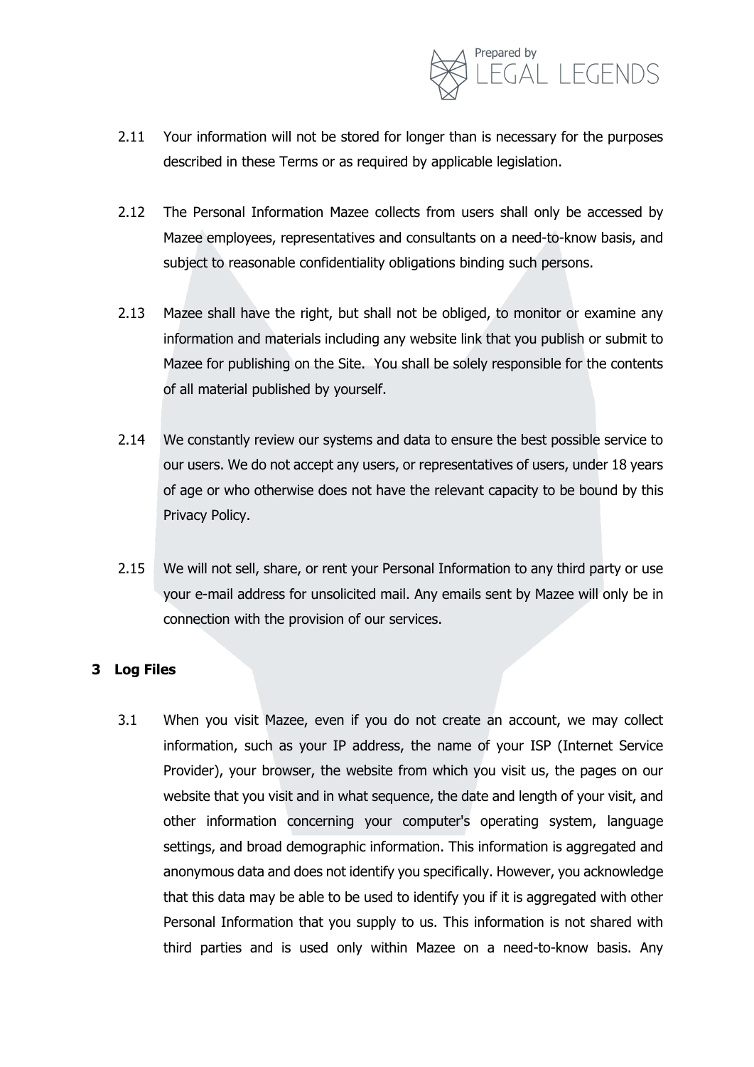2.11 Your information will not be stored for longer than is necessary for the purposes described in these Terms or as required by applicable legislation.

2.12 The Personal Information Mazee collects from users shall only be accessed by Mazee employees, representatives and consultants on a need-to-know basis, and subject to reasonable confidentiality obligations binding such persons.

2.13 Mazee shall have the right, but shall not be obliged, to monitor or examine any information and materials including any website link that you publish or submit to Mazee for publishing on the Site. You shall be solely responsible for the contents of all material published by yourself.

2.14 We constantly review our systems and data to ensure the best possible service to our users. We do not accept any users, or representatives of users, under 18 years of age or who otherwise does not have the relevant capacity to be bound by this Privacy Policy.

2.15 We will not sell, share, or rent your Personal Information to any third party or use your e-mail address for unsolicited mail. Any emails sent by Mazee will only be in connection with the provision of our services.

## 3 Log Files

3.1 When you visit Mazee, even if you do not create an account, we may collect information, such as your IP address, the name of your ISP (Internet Service Provider), your browser, the website from which you visit us, the pages on our website that you visit and in what sequence, the date and length of your visit, and other information concerning your computer's operating system, language settings, and broad demographic information. This information is aggregated and anonymous data and does not identify you specifically. However, you acknowledge that this data may be able to be used to identify you if it is aggregated with other Personal Information that you supply to us. This information is not shared with third parties and is used only within Mazee on a need-to-know basis. Any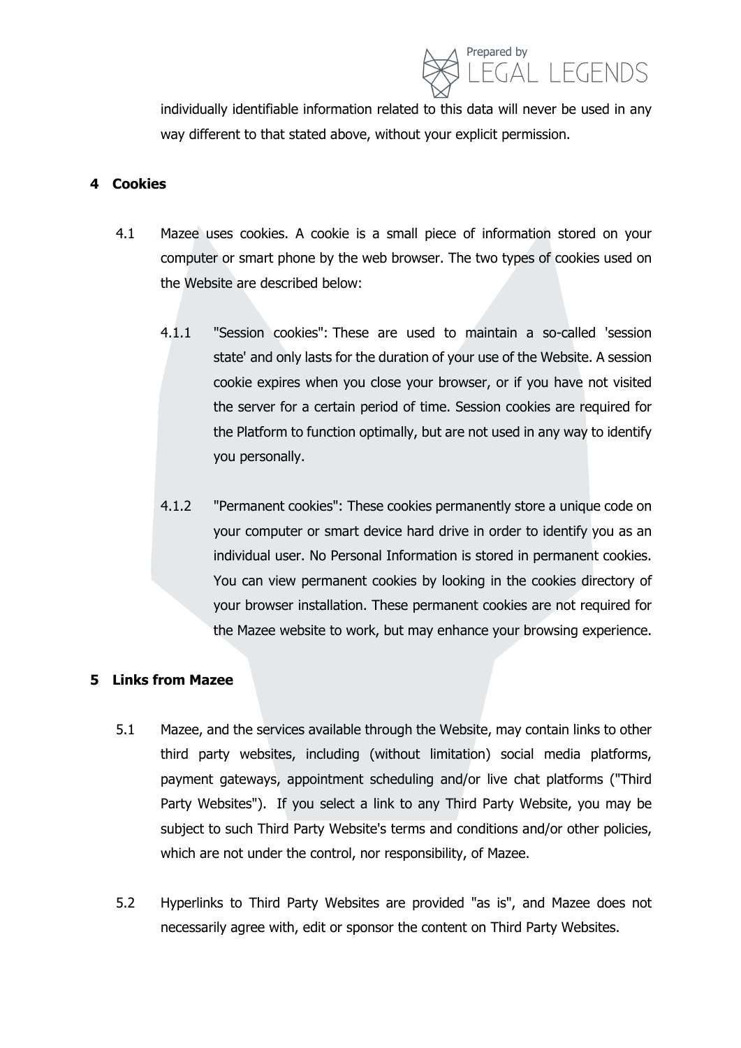individually identifiable information related to this data will never be used in any way different to that stated above, without your explicit permission.

## 4 Cookies

4.1 Mazee uses cookies. A cookie is a small piece of information stored on your computer or smart phone by the web browser. The two types of cookies used on the Website are described below:

4.1.1 "Session cookies": These are used to maintain a so-called 'session state' and only lasts for the duration of your use of the Website. A session cookie expires when you close your browser, or if you have not visited the server for a certain period of time. Session cookies are required for the Platform to function optimally, but are not used in any way to identify you personally.

4.1.2 "Permanent cookies": These cookies permanently store a unique code on your computer or smart device hard drive in order to identify you as an individual user. No Personal Information is stored in permanent cookies. You can view permanent cookies by looking in the cookies directory of your browser installation. These permanent cookies are not required for the Mazee website to work, but may enhance your browsing experience.

## 5 Links from Mazee

5.1 Mazee, and the services available through the Website, may contain links to other third party websites, including (without limitation) social media platforms, payment gateways, appointment scheduling and/or live chat platforms ("Third Party Websites"). If you select a link to any Third Party Website, you may be subject to such Third Party Website's terms and conditions and/or other policies, which are not under the control, nor responsibility, of Mazee.

5.2 Hyperlinks to Third Party Websites are provided "as is", and Mazee does not necessarily agree with, edit or sponsor the content on Third Party Websites.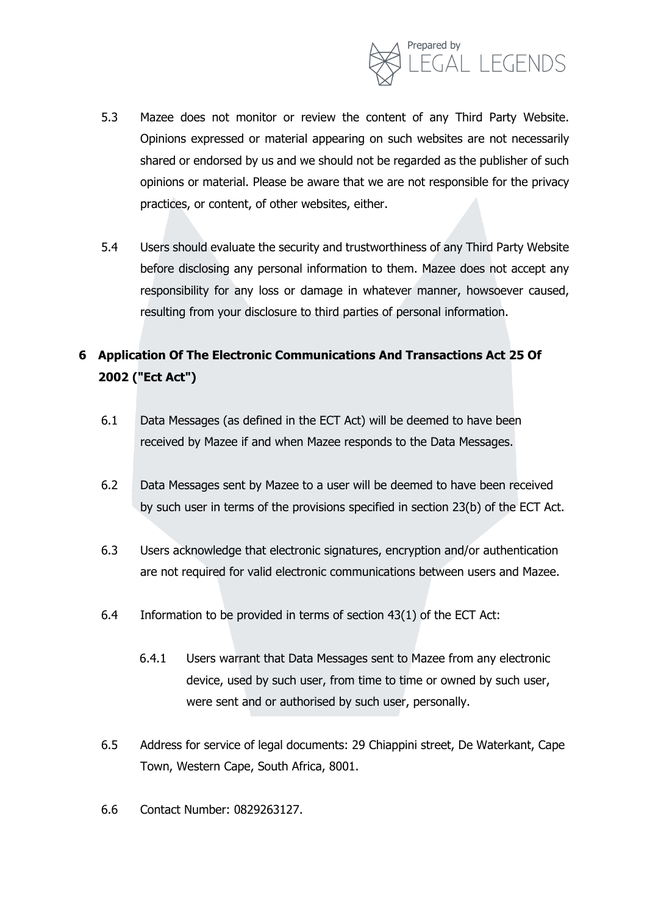5.3 Mazee does not monitor or review the content of any Third Party Website. Opinions expressed or material appearing on such websites are not necessarily shared or endorsed by us and we should not be regarded as the publisher of such opinions or material. Please be aware that we are not responsible for the privacy practices, or content, of other websites, either.

5.4 Users should evaluate the security and trustworthiness of any Third Party Website before disclosing any personal information to them. Mazee does not accept any responsibility for any loss or damage in whatever manner, howsoever caused, resulting from your disclosure to third parties of personal information.

## 6 Application Of The Electronic Communications And Transactions Act 25 Of 2002 ("Ect Act")

6.1 Data Messages (as defined in the ECT Act) will be deemed to have been received by Mazee if and when Mazee responds to the Data Messages.

6.2 Data Messages sent by Mazee to a user will be deemed to have been received by such user in terms of the provisions specified in section 23(b) of the ECT Act.

6.3 Users acknowledge that electronic signatures, encryption and/or authentication are not required for valid electronic communications between users and Mazee.

6.4 Information to be provided in terms of section 43(1) of the ECT Act:

6.4.1 Users warrant that Data Messages sent to Mazee from any electronic device, used by such user, from time to time or owned by such user, were sent and or authorised by such user, personally.

6.5 Address for service of legal documents: 29 Chiappini street, De Waterkant, Cape Town, Western Cape, South Africa, 8001.

6.6 Contact Number: 0829263127.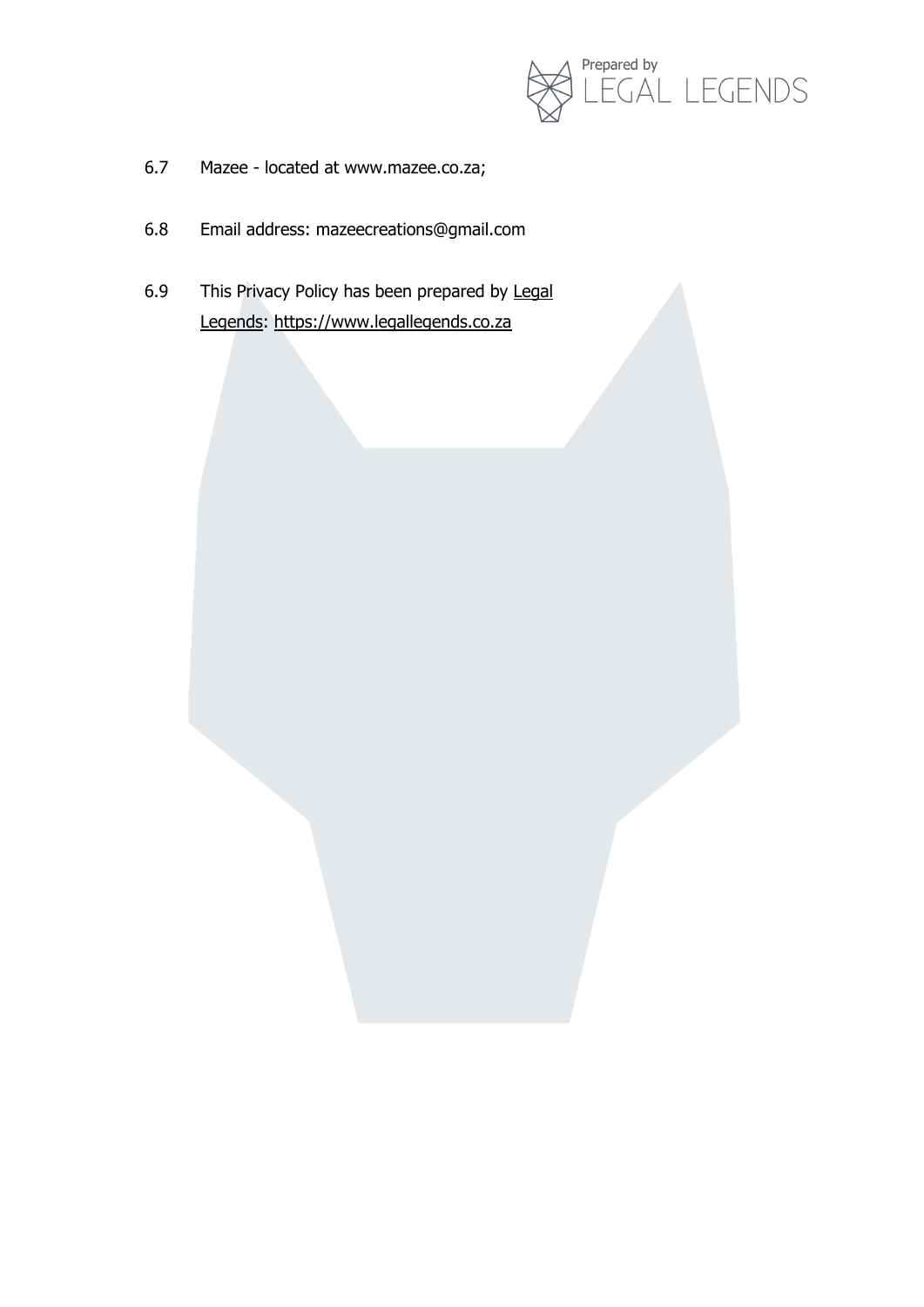6.7 Mazee - located at www.mazee.co.za;

6.8 Email address: mazeecreations@gmail.com

6.9 This Privacy Policy has been prepared by Legal Legends: https://www.legallegends.co.za